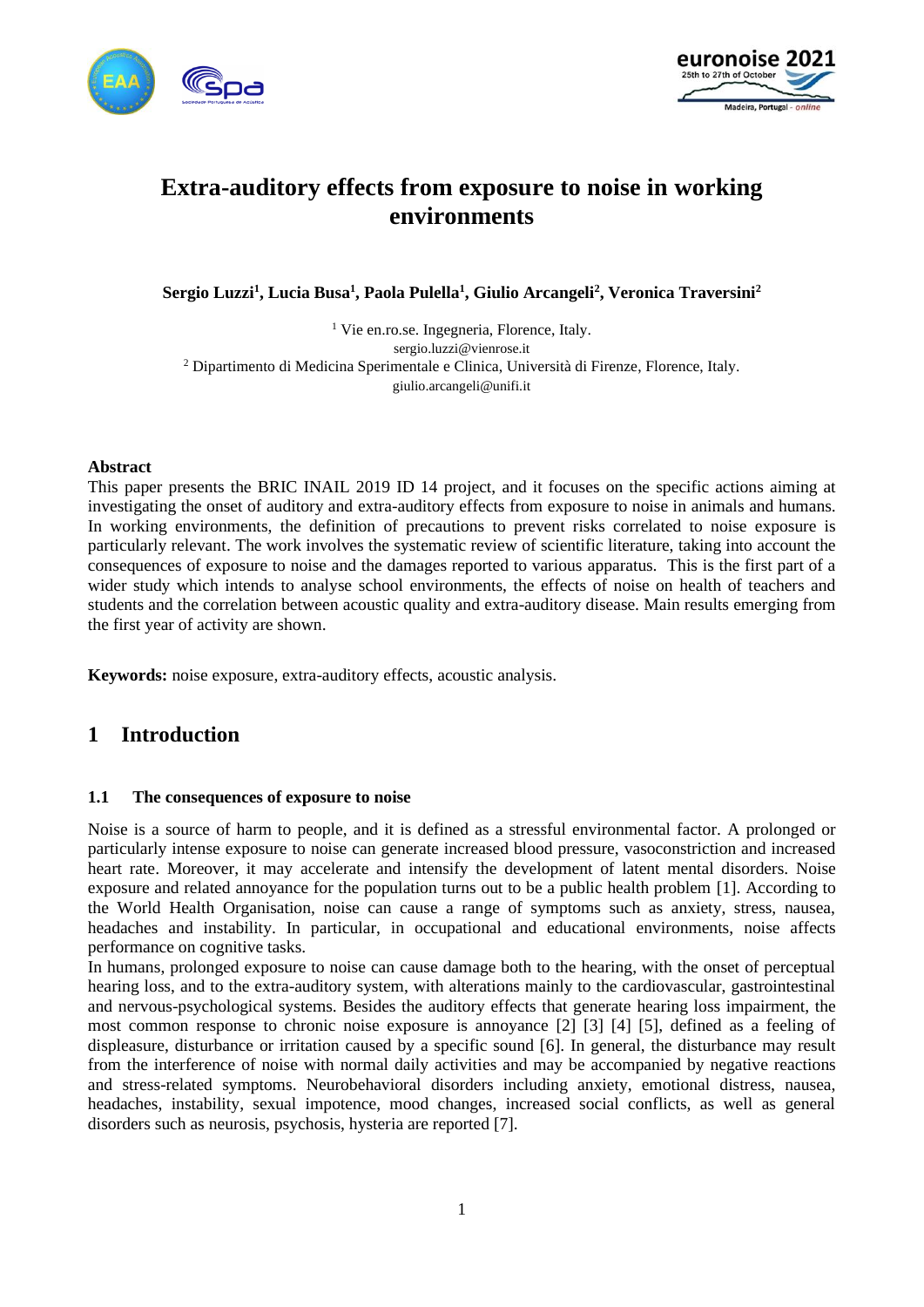# Extra-auditory effects from exposure to noise in working environments

**Sergio Luzzi[1], Lucia Busa[1], Paola Pulella[1], Giulio Arcangeli[2], Veronica Traversini[2]**

[1] Vie en.ro.se. Ingegneria, Florence, Italy.
sergio.luzzi@vienrose.it
[2] Dipartimento di Medicina Sperimentale e Clinica, Università di Firenze, Florence, Italy.
giulio.arcangeli@unifi.it

**Abstract**

This paper presents the BRIC INAIL 2019 ID 14 project, and it focuses on the specific actions aiming at investigating the onset of auditory and extra-auditory effects from exposure to noise in animals and humans. In working environments, the definition of precautions to prevent risks correlated to noise exposure is particularly relevant. The work involves the systematic review of scientific literature, taking into account the consequences of exposure to noise and the damages reported to various apparatus. This is the first part of a wider study which intends to analyse school environments, the effects of noise on health of teachers and students and the correlation between acoustic quality and extra-auditory disease. Main results emerging from the first year of activity are shown.

**Keywords:** noise exposure, extra-auditory effects, acoustic analysis.

## 1 Introduction

### 1.1 The consequences of exposure to noise

Noise is a source of harm to people, and it is defined as a stressful environmental factor. A prolonged or particularly intense exposure to noise can generate increased blood pressure, vasoconstriction and increased heart rate. Moreover, it may accelerate and intensify the development of latent mental disorders. Noise exposure and related annoyance for the population turns out to be a public health problem [1]. According to the World Health Organisation, noise can cause a range of symptoms such as anxiety, stress, nausea, headaches and instability. In particular, in occupational and educational environments, noise affects performance on cognitive tasks.

In humans, prolonged exposure to noise can cause damage both to the hearing, with the onset of perceptual hearing loss, and to the extra-auditory system, with alterations mainly to the cardiovascular, gastrointestinal and nervous-psychological systems. Besides the auditory effects that generate hearing loss impairment, the most common response to chronic noise exposure is annoyance [2] [3] [4] [5], defined as a feeling of displeasure, disturbance or irritation caused by a specific sound [6]. In general, the disturbance may result from the interference of noise with normal daily activities and may be accompanied by negative reactions and stress-related symptoms. Neurobehavioral disorders including anxiety, emotional distress, nausea, headaches, instability, sexual impotence, mood changes, increased social conflicts, as well as general disorders such as neurosis, psychosis, hysteria are reported [7].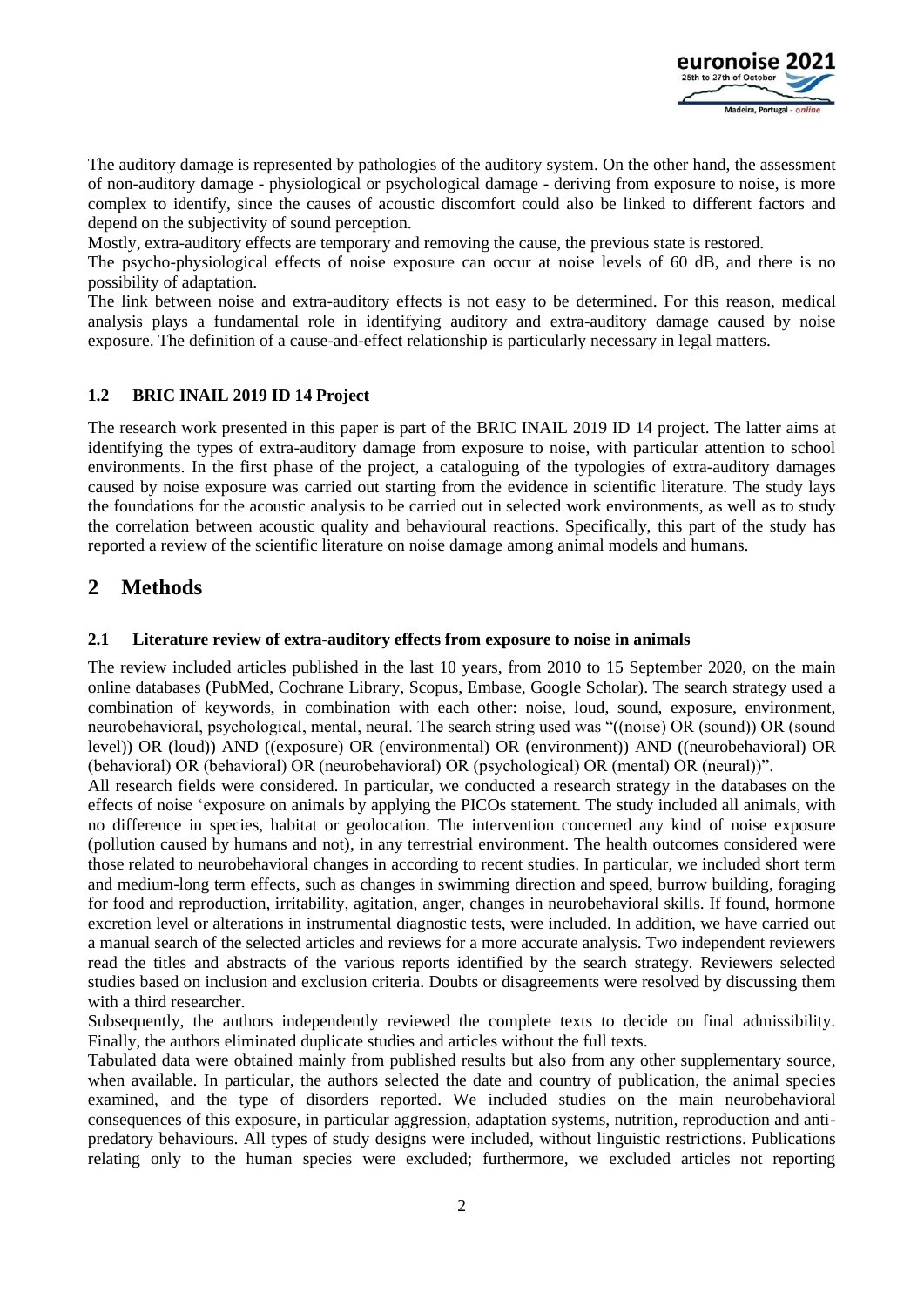The auditory damage is represented by pathologies of the auditory system. On the other hand, the assessment of non-auditory damage - physiological or psychological damage - deriving from exposure to noise, is more complex to identify, since the causes of acoustic discomfort could also be linked to different factors and depend on the subjectivity of sound perception.

Mostly, extra-auditory effects are temporary and removing the cause, the previous state is restored.

The psycho-physiological effects of noise exposure can occur at noise levels of 60 dB, and there is no possibility of adaptation.

The link between noise and extra-auditory effects is not easy to be determined. For this reason, medical analysis plays a fundamental role in identifying auditory and extra-auditory damage caused by noise exposure. The definition of a cause-and-effect relationship is particularly necessary in legal matters.

### 1.2 BRIC INAIL 2019 ID 14 Project

The research work presented in this paper is part of the BRIC INAIL 2019 ID 14 project. The latter aims at identifying the types of extra-auditory damage from exposure to noise, with particular attention to school environments. In the first phase of the project, a cataloguing of the typologies of extra-auditory damages caused by noise exposure was carried out starting from the evidence in scientific literature. The study lays the foundations for the acoustic analysis to be carried out in selected work environments, as well as to study the correlation between acoustic quality and behavioural reactions. Specifically, this part of the study has reported a review of the scientific literature on noise damage among animal models and humans.

## 2 Methods

### 2.1 Literature review of extra-auditory effects from exposure to noise in animals

The review included articles published in the last 10 years, from 2010 to 15 September 2020, on the main online databases (PubMed, Cochrane Library, Scopus, Embase, Google Scholar). The search strategy used a combination of keywords, in combination with each other: noise, loud, sound, exposure, environment, neurobehavioral, psychological, mental, neural. The search string used was "((noise) OR (sound)) OR (sound level)) OR (loud)) AND ((exposure) OR (environmental) OR (environment)) AND ((neurobehavioral) OR (behavioral) OR (behavioral) OR (neurobehavioral) OR (psychological) OR (mental) OR (neural))".

All research fields were considered. In particular, we conducted a research strategy in the databases on the effects of noise 'exposure on animals by applying the PICOs statement. The study included all animals, with no difference in species, habitat or geolocation. The intervention concerned any kind of noise exposure (pollution caused by humans and not), in any terrestrial environment. The health outcomes considered were those related to neurobehavioral changes in according to recent studies. In particular, we included short term and medium-long term effects, such as changes in swimming direction and speed, burrow building, foraging for food and reproduction, irritability, agitation, anger, changes in neurobehavioral skills. If found, hormone excretion level or alterations in instrumental diagnostic tests, were included. In addition, we have carried out a manual search of the selected articles and reviews for a more accurate analysis. Two independent reviewers read the titles and abstracts of the various reports identified by the search strategy. Reviewers selected studies based on inclusion and exclusion criteria. Doubts or disagreements were resolved by discussing them with a third researcher.

Subsequently, the authors independently reviewed the complete texts to decide on final admissibility. Finally, the authors eliminated duplicate studies and articles without the full texts.

Tabulated data were obtained mainly from published results but also from any other supplementary source, when available. In particular, the authors selected the date and country of publication, the animal species examined, and the type of disorders reported. We included studies on the main neurobehavioral consequences of this exposure, in particular aggression, adaptation systems, nutrition, reproduction and anti-predatory behaviours. All types of study designs were included, without linguistic restrictions. Publications relating only to the human species were excluded; furthermore, we excluded articles not reporting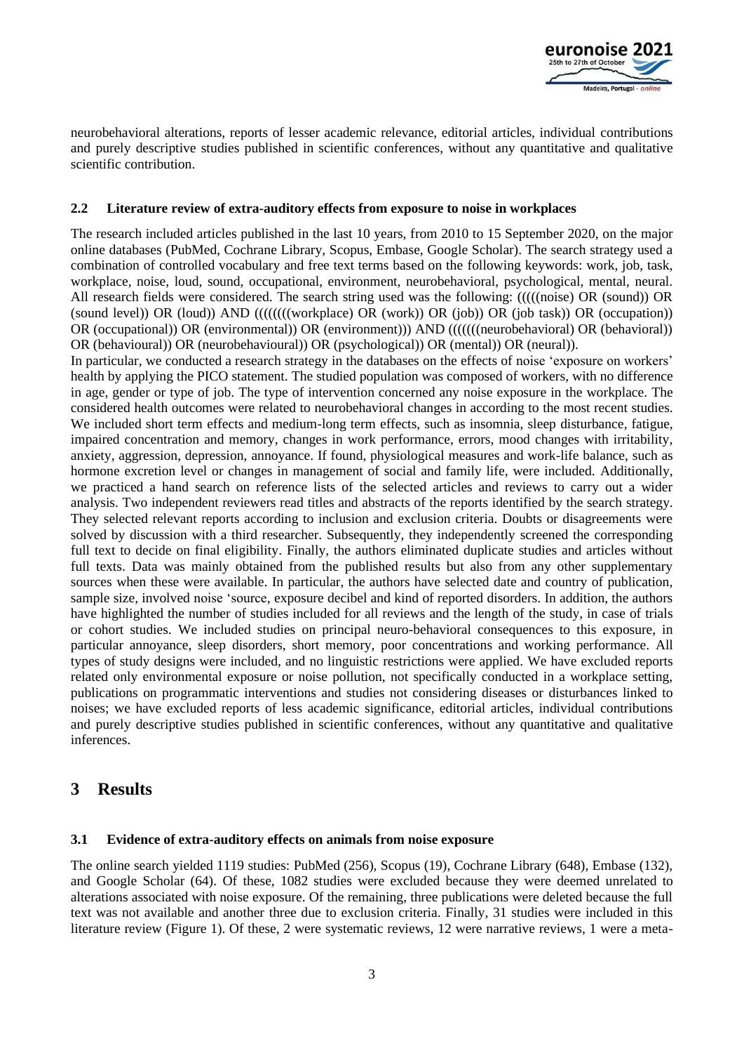neurobehavioral alterations, reports of lesser academic relevance, editorial articles, individual contributions and purely descriptive studies published in scientific conferences, without any quantitative and qualitative scientific contribution.

### 2.2 Literature review of extra-auditory effects from exposure to noise in workplaces

The research included articles published in the last 10 years, from 2010 to 15 September 2020, on the major online databases (PubMed, Cochrane Library, Scopus, Embase, Google Scholar). The search strategy used a combination of controlled vocabulary and free text terms based on the following keywords: work, job, task, workplace, noise, loud, sound, occupational, environment, neurobehavioral, psychological, mental, neural. All research fields were considered. The search string used was the following: (((((noise) OR (sound)) OR (sound level)) OR (loud)) AND ((((((((workplace) OR (work)) OR (job)) OR (job task)) OR (occupation)) OR (occupational)) OR (environmental)) OR (environment))) AND (((((((neurobehavioral) OR (behavioral)) OR (behavioural)) OR (neurobehavioural)) OR (psychological)) OR (mental)) OR (neural)).

In particular, we conducted a research strategy in the databases on the effects of noise 'exposure on workers' health by applying the PICO statement. The studied population was composed of workers, with no difference in age, gender or type of job. The type of intervention concerned any noise exposure in the workplace. The considered health outcomes were related to neurobehavioral changes in according to the most recent studies. We included short term effects and medium-long term effects, such as insomnia, sleep disturbance, fatigue, impaired concentration and memory, changes in work performance, errors, mood changes with irritability, anxiety, aggression, depression, annoyance. If found, physiological measures and work-life balance, such as hormone excretion level or changes in management of social and family life, were included. Additionally, we practiced a hand search on reference lists of the selected articles and reviews to carry out a wider analysis. Two independent reviewers read titles and abstracts of the reports identified by the search strategy. They selected relevant reports according to inclusion and exclusion criteria. Doubts or disagreements were solved by discussion with a third researcher. Subsequently, they independently screened the corresponding full text to decide on final eligibility. Finally, the authors eliminated duplicate studies and articles without full texts. Data was mainly obtained from the published results but also from any other supplementary sources when these were available. In particular, the authors have selected date and country of publication, sample size, involved noise 'source, exposure decibel and kind of reported disorders. In addition, the authors have highlighted the number of studies included for all reviews and the length of the study, in case of trials or cohort studies. We included studies on principal neuro-behavioral consequences to this exposure, in particular annoyance, sleep disorders, short memory, poor concentrations and working performance. All types of study designs were included, and no linguistic restrictions were applied. We have excluded reports related only environmental exposure or noise pollution, not specifically conducted in a workplace setting, publications on programmatic interventions and studies not considering diseases or disturbances linked to noises; we have excluded reports of less academic significance, editorial articles, individual contributions and purely descriptive studies published in scientific conferences, without any quantitative and qualitative inferences.

## 3 Results

### 3.1 Evidence of extra-auditory effects on animals from noise exposure

The online search yielded 1119 studies: PubMed (256), Scopus (19), Cochrane Library (648), Embase (132), and Google Scholar (64). Of these, 1082 studies were excluded because they were deemed unrelated to alterations associated with noise exposure. Of the remaining, three publications were deleted because the full text was not available and another three due to exclusion criteria. Finally, 31 studies were included in this literature review (Figure 1). Of these, 2 were systematic reviews, 12 were narrative reviews, 1 were a meta-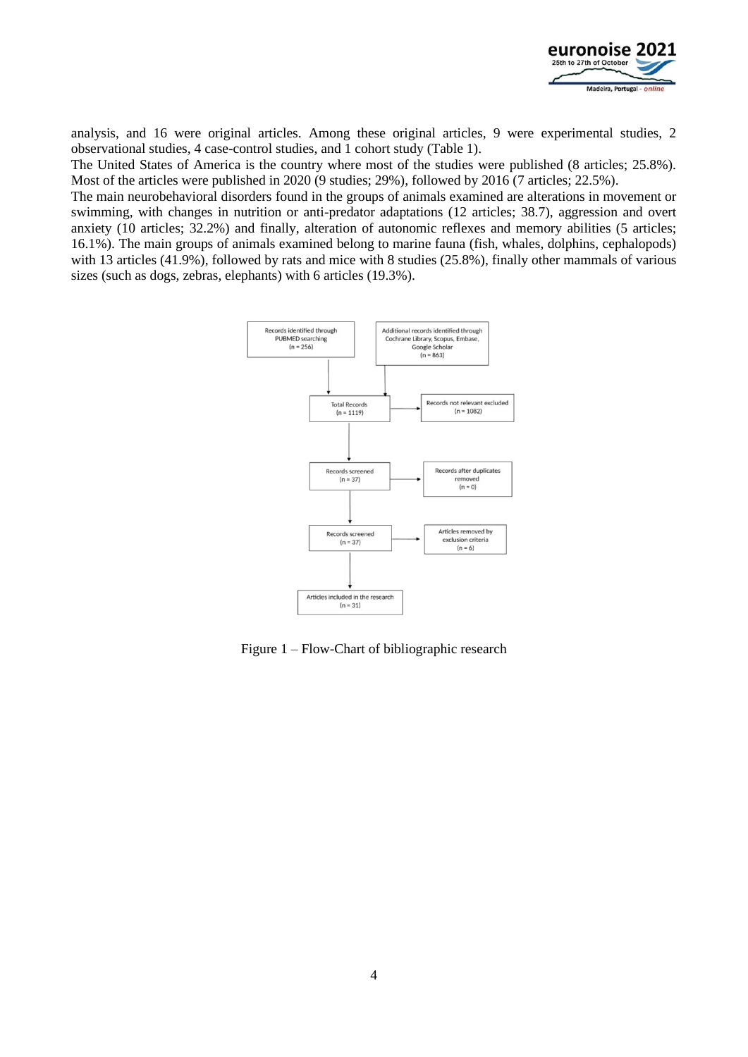analysis, and 16 were original articles. Among these original articles, 9 were experimental studies, 2 observational studies, 4 case-control studies, and 1 cohort study (Table 1).

The United States of America is the country where most of the studies were published (8 articles; 25.8%). Most of the articles were published in 2020 (9 studies; 29%), followed by 2016 (7 articles; 22.5%).

The main neurobehavioral disorders found in the groups of animals examined are alterations in movement or swimming, with changes in nutrition or anti-predator adaptations (12 articles; 38.7), aggression and overt anxiety (10 articles; 32.2%) and finally, alteration of autonomic reflexes and memory abilities (5 articles; 16.1%). The main groups of animals examined belong to marine fauna (fish, whales, dolphins, cephalopods) with 13 articles (41.9%), followed by rats and mice with 8 studies (25.8%), finally other mammals of various sizes (such as dogs, zebras, elephants) with 6 articles (19.3%).

Records identified through PUBMED searching (n = 256)

Additional records identified through Cochrane Library, Scopus, Embase, Google Scholar (n = 863)

Total Records (n = 1119)

Records not relevant excluded (n = 1082)

Records screened (n = 37)

Records after duplicates removed (n = 0)

Records screened (n = 37)

Articles removed by exclusion criteria (n = 6)

Articles included in the research (n = 31)

Figure 1 – Flow-Chart of bibliographic research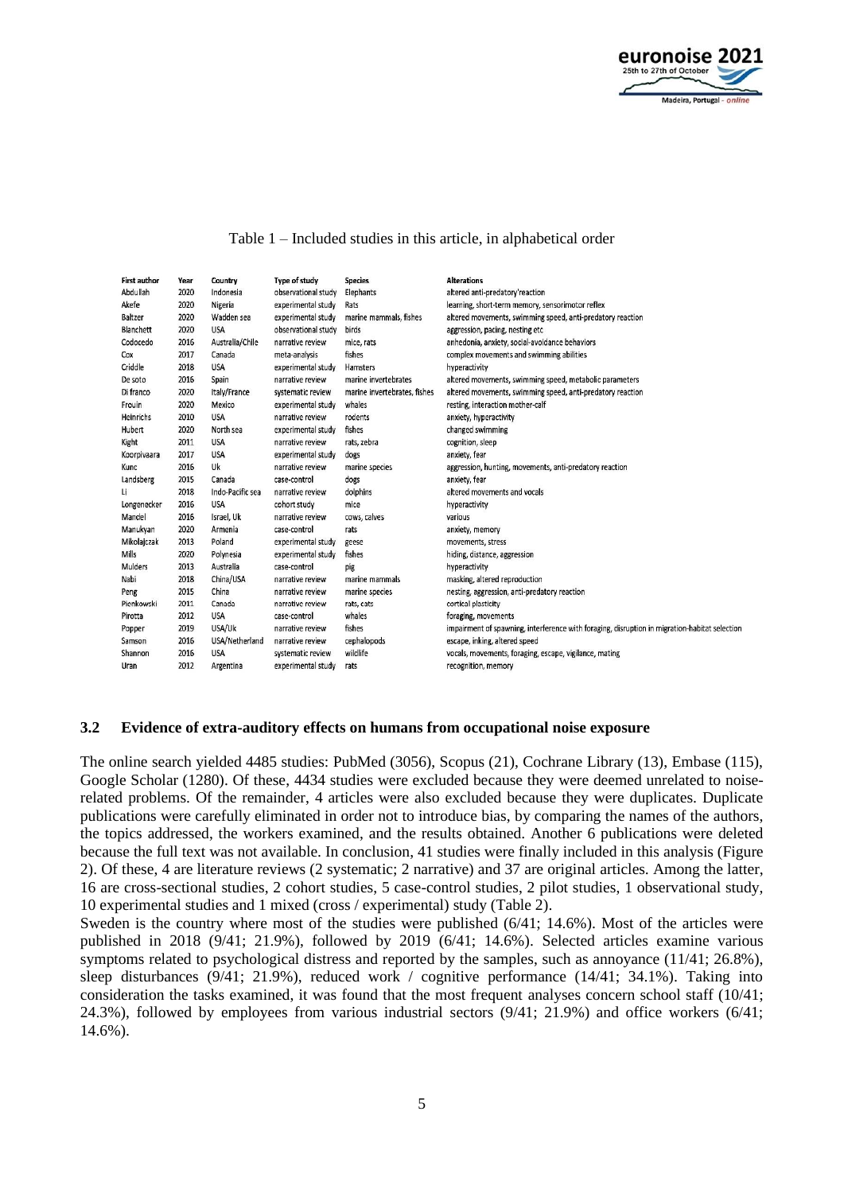Table 1 – Included studies in this article, in alphabetical order

| First author | Year | Country | Type of study | Species | Alterations |
|---|---|---|---|---|---|
| Abdullah | 2020 | Indonesia | observational study | Elephants | altered anti-predatory'reaction |
| Akefe | 2020 | Nigeria | experimental study | Rats | learning, short-term memory, sensorimotor reflex |
| Baltzer | 2020 | Wadden sea | experimental study | marine mammals, fishes | altered movements, swimming speed, anti-predatory reaction |
| Blanchett | 2020 | USA | observational study | birds | aggression, pacing, nesting etc |
| Codocedo | 2016 | Australia/Chile | narrative review | mice, rats | anhedonia, anxiety, social-avoidance behaviors |
| Cox | 2017 | Canada | meta-analysis | fishes | complex movements and swimming abilities |
| Criddle | 2018 | USA | experimental study | Hamsters | hyperactivity |
| De soto | 2016 | Spain | narrative review | marine invertebrates | altered movements, swimming speed, metabolic parameters |
| Di franco | 2020 | Italy/France | systematic review | marine invertebrates, fishes | altered movements, swimming speed, anti-predatory reaction |
| Frouin | 2020 | Mexico | experimental study | whales | resting, interaction mother-calf |
| Heinrichs | 2010 | USA | narrative review | rodents | anxiety, hyperactivity |
| Hubert | 2020 | North sea | experimental study | fishes | changed swimming |
| Kight | 2011 | USA | narrative review | rats, zebra | cognition, sleep |
| Koorpivaara | 2017 | USA | experimental study | dogs | anxiety, fear |
| Kunc | 2016 | Uk | narrative review | marine species | aggression, hunting, movements, anti-predatory reaction |
| Landsberg | 2015 | Canada | case-control | dogs | anxiety, fear |
| Li | 2018 | Indo-Pacific sea | narrative review | dolphins | altered movements and vocals |
| Longenecker | 2016 | USA | cohort study | mice | hyperactivity |
| Mandel | 2016 | Israel, Uk | narrative review | cows, calves | various |
| Manukyan | 2020 | Armenia | case-control | rats | anxiety, memory |
| Mikolajczak | 2013 | Poland | experimental study | geese | movements, stress |
| Mills | 2020 | Polynesia | experimental study | fishes | hiding, distance, aggression |
| Mulders | 2013 | Australia | case-control | pig | hyperactivity |
| Nabi | 2018 | China/USA | narrative review | marine mammals | masking, altered reproduction |
| Peng | 2015 | China | narrative review | marine species | nesting, aggression, anti-predatory reaction |
| Pienkowski | 2011 | Canada | narrative review | rats, cats | cortical plasticity |
| Pirotta | 2012 | USA | case-control | whales | foraging, movements |
| Popper | 2019 | USA/Uk | narrative review | fishes | impairment of spawning, interference with foraging, disruption in migration-habitat selection |
| Samson | 2016 | USA/Netherland | narrative review | cephalopods | escape, inking, altered speed |
| Shannon | 2016 | USA | systematic review | wildlife | vocals, movements, foraging, escape, vigilance, mating |
| Uran | 2012 | Argentina | experimental study | rats | recognition, memory |

### 3.2 Evidence of extra-auditory effects on humans from occupational noise exposure

The online search yielded 4485 studies: PubMed (3056), Scopus (21), Cochrane Library (13), Embase (115), Google Scholar (1280). Of these, 4434 studies were excluded because they were deemed unrelated to noise-related problems. Of the remainder, 4 articles were also excluded because they were duplicates. Duplicate publications were carefully eliminated in order not to introduce bias, by comparing the names of the authors, the topics addressed, the workers examined, and the results obtained. Another 6 publications were deleted because the full text was not available. In conclusion, 41 studies were finally included in this analysis (Figure 2). Of these, 4 are literature reviews (2 systematic; 2 narrative) and 37 are original articles. Among the latter, 16 are cross-sectional studies, 2 cohort studies, 5 case-control studies, 2 pilot studies, 1 observational study, 10 experimental studies and 1 mixed (cross / experimental) study (Table 2).

Sweden is the country where most of the studies were published (6/41; 14.6%). Most of the articles were published in 2018 (9/41; 21.9%), followed by 2019 (6/41; 14.6%). Selected articles examine various symptoms related to psychological distress and reported by the samples, such as annoyance (11/41; 26.8%), sleep disturbances (9/41; 21.9%), reduced work / cognitive performance (14/41; 34.1%). Taking into consideration the tasks examined, it was found that the most frequent analyses concern school staff (10/41; 24.3%), followed by employees from various industrial sectors (9/41; 21.9%) and office workers (6/41; 14.6%).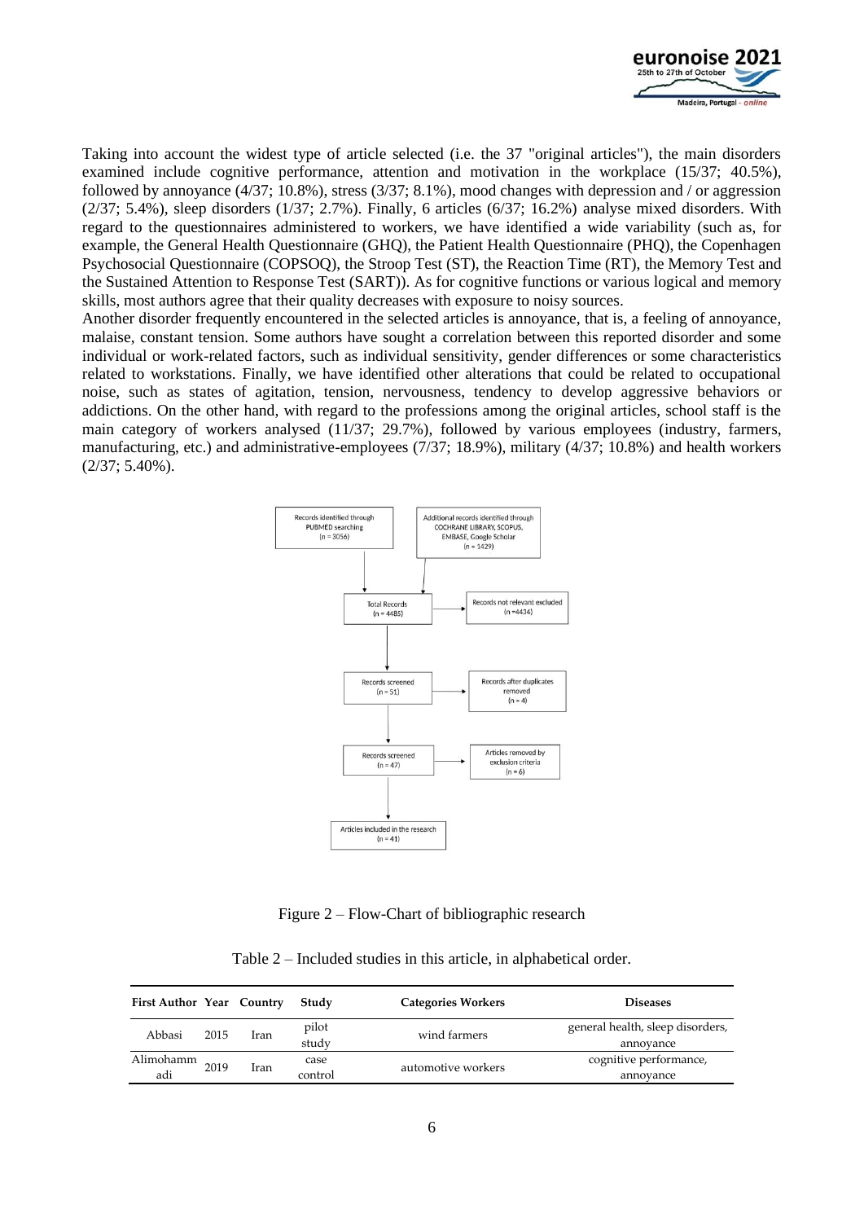Taking into account the widest type of article selected (i.e. the 37 "original articles"), the main disorders examined include cognitive performance, attention and motivation in the workplace (15/37; 40.5%), followed by annoyance (4/37; 10.8%), stress (3/37; 8.1%), mood changes with depression and / or aggression (2/37; 5.4%), sleep disorders (1/37; 2.7%). Finally, 6 articles (6/37; 16.2%) analyse mixed disorders. With regard to the questionnaires administered to workers, we have identified a wide variability (such as, for example, the General Health Questionnaire (GHQ), the Patient Health Questionnaire (PHQ), the Copenhagen Psychosocial Questionnaire (COPSOQ), the Stroop Test (ST), the Reaction Time (RT), the Memory Test and the Sustained Attention to Response Test (SART)). As for cognitive functions or various logical and memory skills, most authors agree that their quality decreases with exposure to noisy sources.

Another disorder frequently encountered in the selected articles is annoyance, that is, a feeling of annoyance, malaise, constant tension. Some authors have sought a correlation between this reported disorder and some individual or work-related factors, such as individual sensitivity, gender differences or some characteristics related to workstations. Finally, we have identified other alterations that could be related to occupational noise, such as states of agitation, tension, nervousness, tendency to develop aggressive behaviors or addictions. On the other hand, with regard to the professions among the original articles, school staff is the main category of workers analysed (11/37; 29.7%), followed by various employees (industry, farmers, manufacturing, etc.) and administrative-employees (7/37; 18.9%), military (4/37; 10.8%) and health workers (2/37; 5.40%).

Records identified through PUBMED searching (n = 3056)

Additional records identified through COCHRANE LIBRARY, SCOPUS, EMBASE, Google Scholar (n = 1429)

Total Records (n = 4485)

Records not relevant excluded (n =4434)

Records screened (n = 51)

Records after duplicates removed (n = 4)

Records screened (n = 47)

Articles removed by exclusion criteria (n = 6)

Articles included in the research (n = 41)

Figure 2 – Flow-Chart of bibliographic research

Table 2 – Included studies in this article, in alphabetical order.

| First Author | Year | Country | Study | Categories Workers | Diseases |
|---|---|---|---|---|---|
| Abbasi | 2015 | Iran | pilot study | wind farmers | general health, sleep disorders, annoyance |
| Alimohammadi | 2019 | Iran | case control | automotive workers | cognitive performance, annoyance |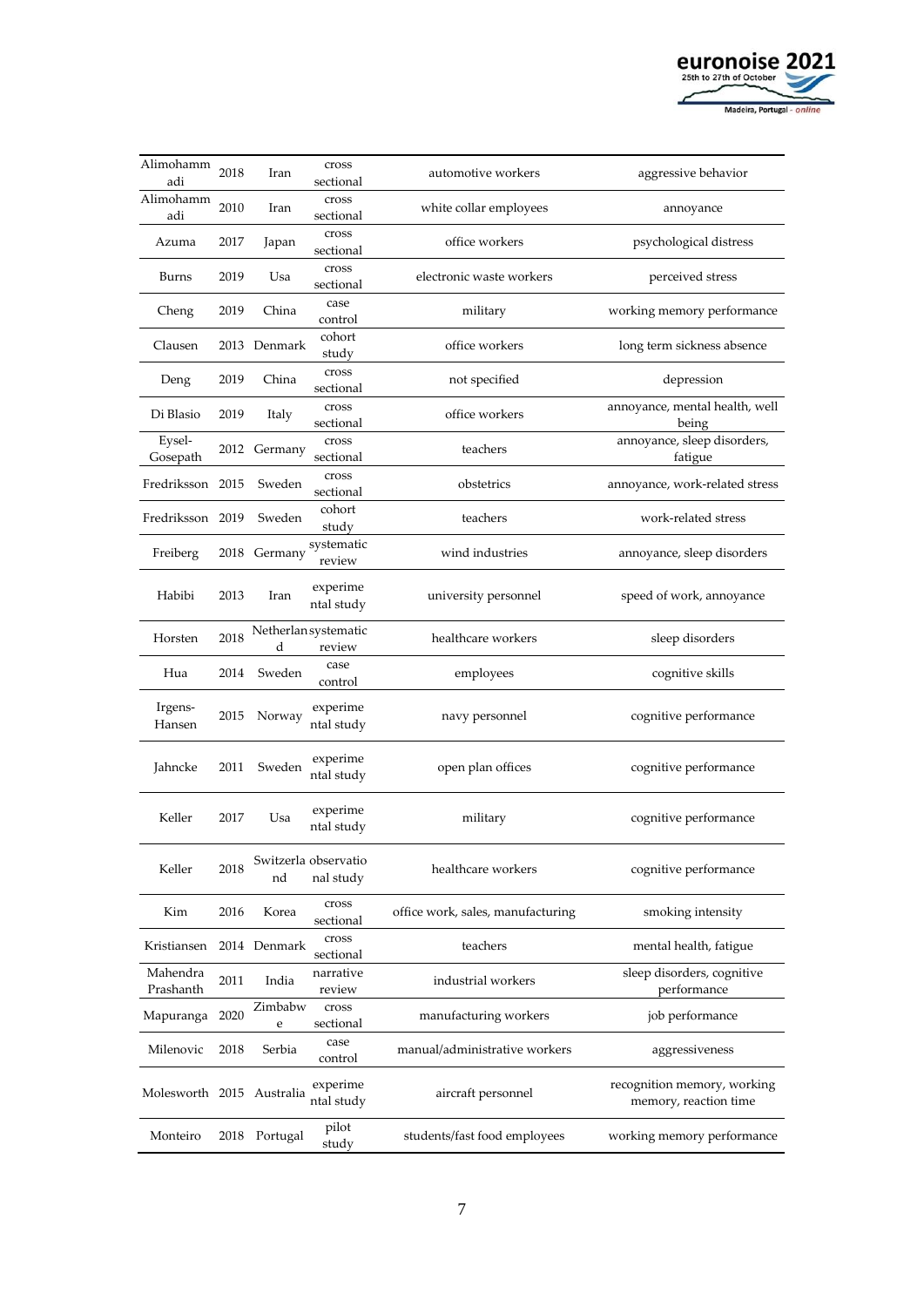| Alimohammadi | 2018 | Iran | cross sectional | automotive workers | aggressive behavior |
|---|---|---|---|---|---|
| Alimohammadi | 2010 | Iran | cross sectional | white collar employees | annoyance |
| Azuma | 2017 | Japan | cross sectional | office workers | psychological distress |
| Burns | 2019 | Usa | cross sectional | electronic waste workers | perceived stress |
| Cheng | 2019 | China | case control | military | working memory performance |
| Clausen | 2013 | Denmark | cohort study | office workers | long term sickness absence |
| Deng | 2019 | China | cross sectional | not specified | depression |
| Di Blasio | 2019 | Italy | cross sectional | office workers | annoyance, mental health, well being |
| Eysel-Gosepath | 2012 | Germany | cross sectional | teachers | annoyance, sleep disorders, fatigue |
| Fredriksson | 2015 | Sweden | cross sectional | obstetrics | annoyance, work-related stress |
| Fredriksson | 2019 | Sweden | cohort study | teachers | work-related stress |
| Freiberg | 2018 | Germany | systematic review | wind industries | annoyance, sleep disorders |
| Habibi | 2013 | Iran | experimental study | university personnel | speed of work, annoyance |
| Horsten | 2018 | Netherland | systematic review | healthcare workers | sleep disorders |
| Hua | 2014 | Sweden | case control | employees | cognitive skills |
| Irgens-Hansen | 2015 | Norway | experimental study | navy personnel | cognitive performance |
| Jahncke | 2011 | Sweden | experimental study | open plan offices | cognitive performance |
| Keller | 2017 | Usa | experimental study | military | cognitive performance |
| Keller | 2018 | Switzerland | observational study | healthcare workers | cognitive performance |
| Kim | 2016 | Korea | cross sectional | office work, sales, manufacturing | smoking intensity |
| Kristiansen | 2014 | Denmark | cross sectional | teachers | mental health, fatigue |
| Mahendra Prashanth | 2011 | India | narrative review | industrial workers | sleep disorders, cognitive performance |
| Mapuranga | 2020 | Zimbabwe | cross sectional | manufacturing workers | job performance |
| Milenovic | 2018 | Serbia | case control | manual/administrative workers | aggressiveness |
| Molesworth | 2015 | Australia | experimental study | aircraft personnel | recognition memory, working memory, reaction time |
| Monteiro | 2018 | Portugal | pilot study | students/fast food employees | working memory performance |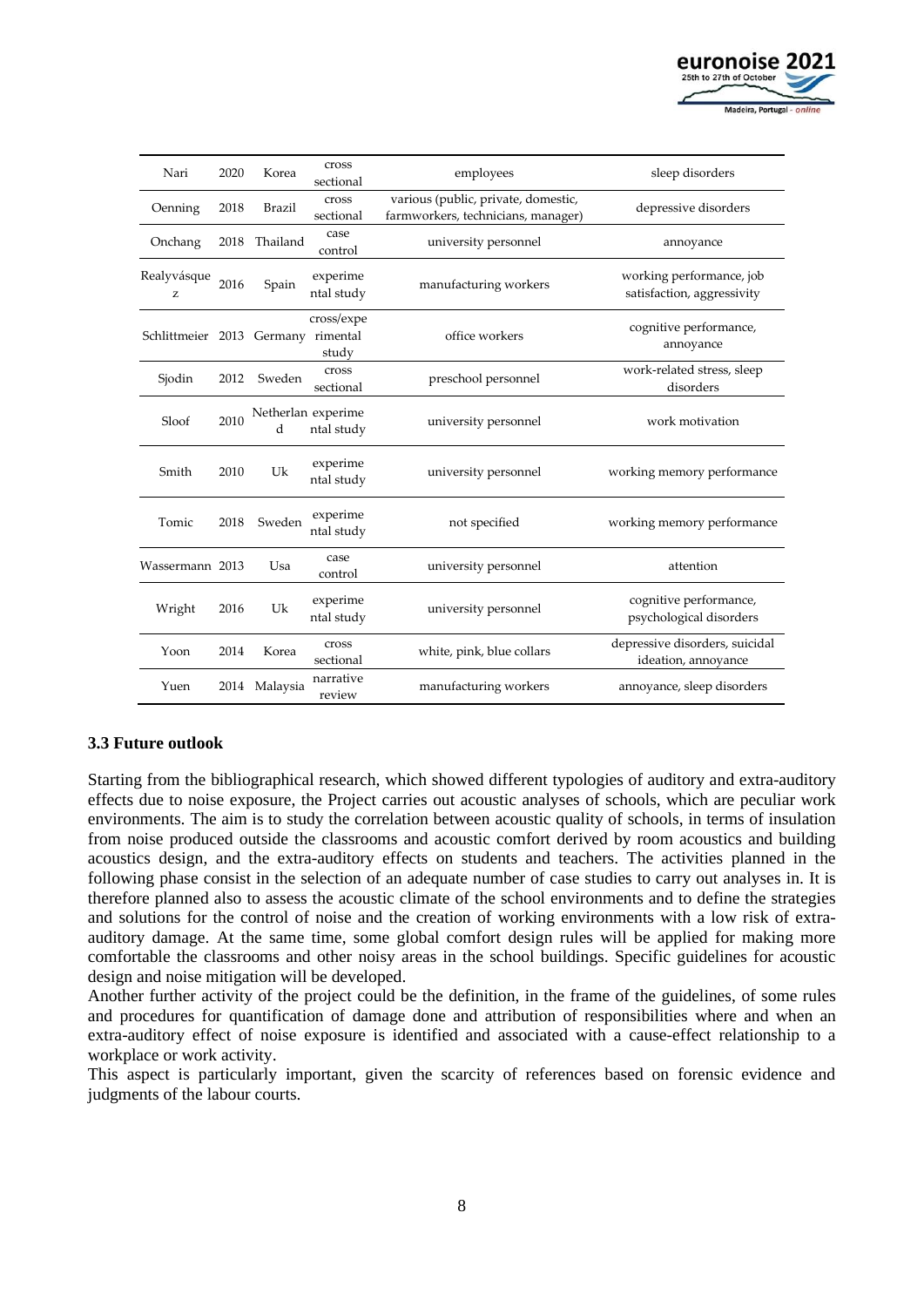| Nari | 2020 | Korea | cross sectional | employees | sleep disorders |
|---|---|---|---|---|---|
| Oenning | 2018 | Brazil | cross sectional | various (public, private, domestic, farmworkers, technicians, manager) | depressive disorders |
| Onchang | 2018 | Thailand | case control | university personnel | annoyance |
| Realyvásquez | 2016 | Spain | experimental study | manufacturing workers | working performance, job satisfaction, aggressivity |
| Schlittmeier | 2013 | Germany | cross/experimental study | office workers | cognitive performance, annoyance |
| Sjodin | 2012 | Sweden | cross sectional | preschool personnel | work-related stress, sleep disorders |
| Sloof | 2010 | Netherland | experimental study | university personnel | work motivation |
| Smith | 2010 | Uk | experimental study | university personnel | working memory performance |
| Tomic | 2018 | Sweden | experimental study | not specified | working memory performance |
| Wassermann | 2013 | Usa | case control | university personnel | attention |
| Wright | 2016 | Uk | experimental study | university personnel | cognitive performance, psychological disorders |
| Yoon | 2014 | Korea | cross sectional | white, pink, blue collars | depressive disorders, suicidal ideation, annoyance |
| Yuen | 2014 | Malaysia | narrative review | manufacturing workers | annoyance, sleep disorders |

### 3.3 Future outlook

Starting from the bibliographical research, which showed different typologies of auditory and extra-auditory effects due to noise exposure, the Project carries out acoustic analyses of schools, which are peculiar work environments. The aim is to study the correlation between acoustic quality of schools, in terms of insulation from noise produced outside the classrooms and acoustic comfort derived by room acoustics and building acoustics design, and the extra-auditory effects on students and teachers. The activities planned in the following phase consist in the selection of an adequate number of case studies to carry out analyses in. It is therefore planned also to assess the acoustic climate of the school environments and to define the strategies and solutions for the control of noise and the creation of working environments with a low risk of extra-auditory damage. At the same time, some global comfort design rules will be applied for making more comfortable the classrooms and other noisy areas in the school buildings. Specific guidelines for acoustic design and noise mitigation will be developed.

Another further activity of the project could be the definition, in the frame of the guidelines, of some rules and procedures for quantification of damage done and attribution of responsibilities where and when an extra-auditory effect of noise exposure is identified and associated with a cause-effect relationship to a workplace or work activity.

This aspect is particularly important, given the scarcity of references based on forensic evidence and judgments of the labour courts.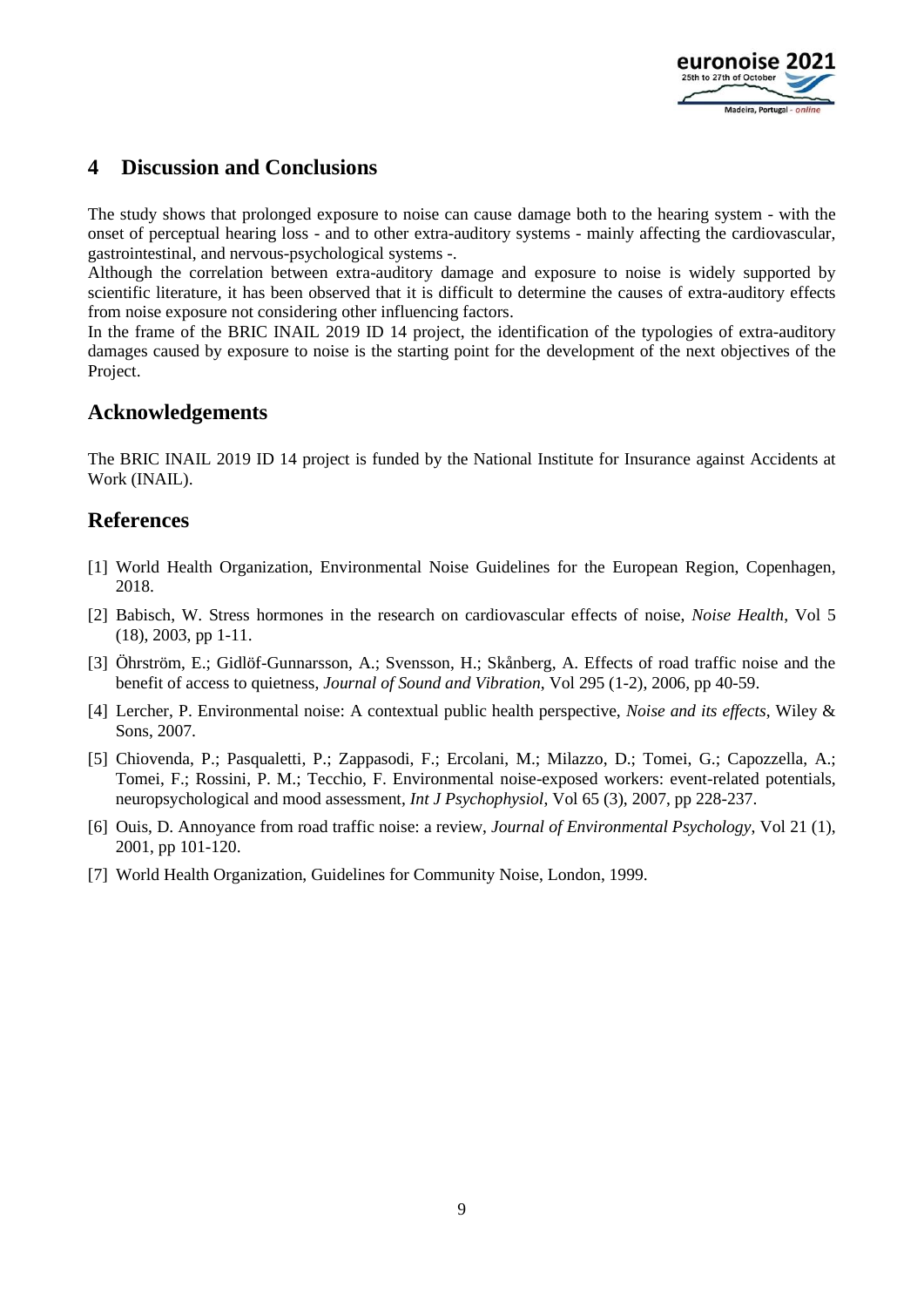## 4 Discussion and Conclusions

The study shows that prolonged exposure to noise can cause damage both to the hearing system - with the onset of perceptual hearing loss - and to other extra-auditory systems - mainly affecting the cardiovascular, gastrointestinal, and nervous-psychological systems -.

Although the correlation between extra-auditory damage and exposure to noise is widely supported by scientific literature, it has been observed that it is difficult to determine the causes of extra-auditory effects from noise exposure not considering other influencing factors.

In the frame of the BRIC INAIL 2019 ID 14 project, the identification of the typologies of extra-auditory damages caused by exposure to noise is the starting point for the development of the next objectives of the Project.

## Acknowledgements

The BRIC INAIL 2019 ID 14 project is funded by the National Institute for Insurance against Accidents at Work (INAIL).

## References

[1] World Health Organization, Environmental Noise Guidelines for the European Region, Copenhagen, 2018.

[2] Babisch, W. Stress hormones in the research on cardiovascular effects of noise, *Noise Health*, Vol 5 (18), 2003, pp 1-11.

[3] Öhrström, E.; Gidlöf-Gunnarsson, A.; Svensson, H.; Skånberg, A. Effects of road traffic noise and the benefit of access to quietness, *Journal of Sound and Vibration*, Vol 295 (1-2), 2006, pp 40-59.

[4] Lercher, P. Environmental noise: A contextual public health perspective, *Noise and its effects*, Wiley & Sons, 2007.

[5] Chiovenda, P.; Pasqualetti, P.; Zappasodi, F.; Ercolani, M.; Milazzo, D.; Tomei, G.; Capozzella, A.; Tomei, F.; Rossini, P. M.; Tecchio, F. Environmental noise-exposed workers: event-related potentials, neuropsychological and mood assessment, *Int J Psychophysiol*, Vol 65 (3), 2007, pp 228-237.

[6] Ouis, D. Annoyance from road traffic noise: a review, *Journal of Environmental Psychology*, Vol 21 (1), 2001, pp 101-120.

[7] World Health Organization, Guidelines for Community Noise, London, 1999.